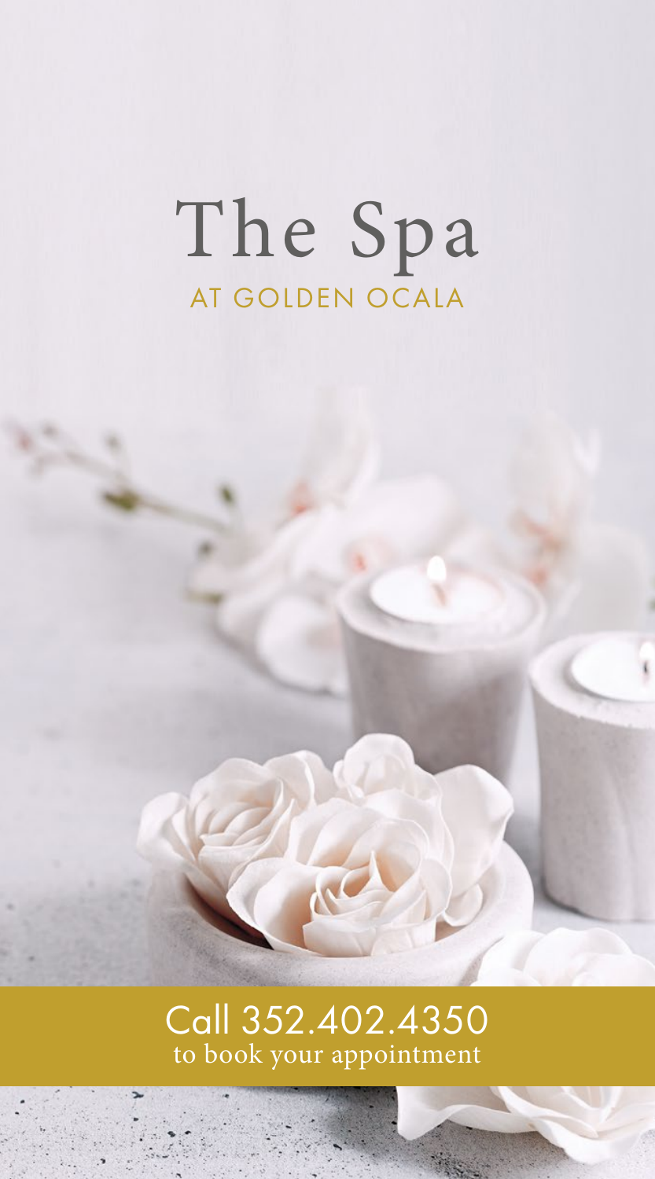# The Spa

## AT GOLDEN OCALA

Call 352.402.4350
to book your appointment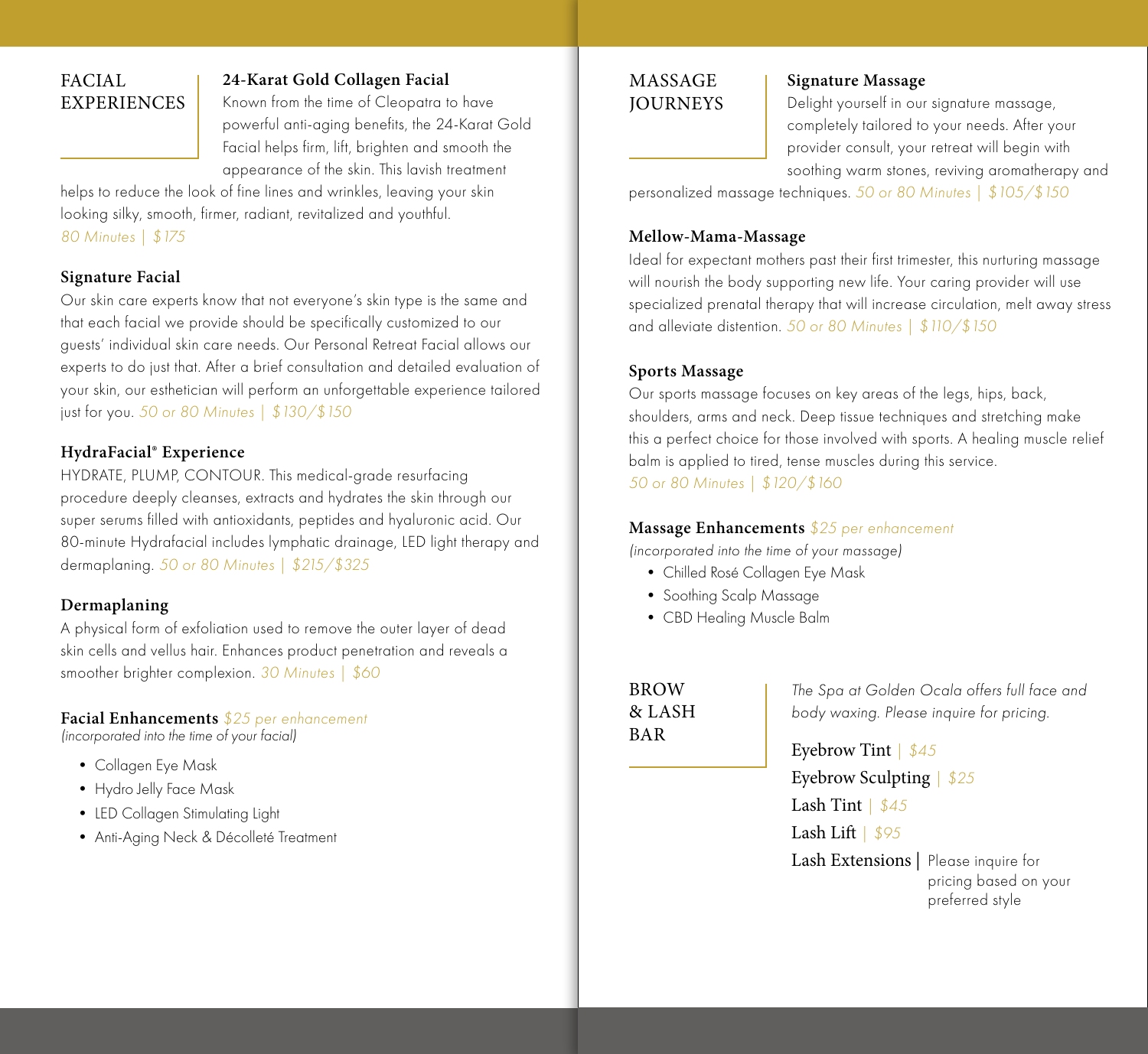## FACIAL EXPERIENCES

### 24-Karat Gold Collagen Facial

Known from the time of Cleopatra to have powerful anti-aging benefits, the 24-Karat Gold Facial helps firm, lift, brighten and smooth the appearance of the skin. This lavish treatment helps to reduce the look of fine lines and wrinkles, leaving your skin looking silky, smooth, firmer, radiant, revitalized and youthful.

*80 Minutes | $175*

### Signature Facial

Our skin care experts know that not everyone's skin type is the same and that each facial we provide should be specifically customized to our guests' individual skin care needs. Our Personal Retreat Facial allows our experts to do just that. After a brief consultation and detailed evaluation of your skin, our esthetician will perform an unforgettable experience tailored just for you. *50 or 80 Minutes | $130/$150*

### HydraFacial® Experience

HYDRATE, PLUMP, CONTOUR. This medical-grade resurfacing procedure deeply cleanses, extracts and hydrates the skin through our super serums filled with antioxidants, peptides and hyaluronic acid. Our 80-minute Hydrafacial includes lymphatic drainage, LED light therapy and dermaplaning. *50 or 80 Minutes | $215/$325*

### Dermaplaning

A physical form of exfoliation used to remove the outer layer of dead skin cells and vellus hair. Enhances product penetration and reveals a smoother brighter complexion. *30 Minutes | $60*

### Facial Enhancements *$25 per enhancement*

*(incorporated into the time of your facial)*

- Collagen Eye Mask
- Hydro Jelly Face Mask
- LED Collagen Stimulating Light
- Anti-Aging Neck & Décolleté Treatment

## MASSAGE JOURNEYS

### Signature Massage

Delight yourself in our signature massage, completely tailored to your needs. After your provider consult, your retreat will begin with soothing warm stones, reviving aromatherapy and personalized massage techniques. *50 or 80 Minutes | $105/$150*

### Mellow-Mama-Massage

Ideal for expectant mothers past their first trimester, this nurturing massage will nourish the body supporting new life. Your caring provider will use specialized prenatal therapy that will increase circulation, melt away stress and alleviate distention. *50 or 80 Minutes | $110/$150*

### Sports Massage

Our sports massage focuses on key areas of the legs, hips, back, shoulders, arms and neck. Deep tissue techniques and stretching make this a perfect choice for those involved with sports. A healing muscle relief balm is applied to tired, tense muscles during this service.

*50 or 80 Minutes | $120/$160*

### Massage Enhancements *$25 per enhancement*

*(incorporated into the time of your massage)*

- Chilled Rosé Collagen Eye Mask
- Soothing Scalp Massage
- CBD Healing Muscle Balm

## BROW & LASH BAR

*The Spa at Golden Ocala offers full face and body waxing. Please inquire for pricing.*

Eyebrow Tint | *$45*

Eyebrow Sculpting | *$25*

Lash Tint | *$45*

Lash Lift | *$95*

Lash Extensions | Please inquire for pricing based on your preferred style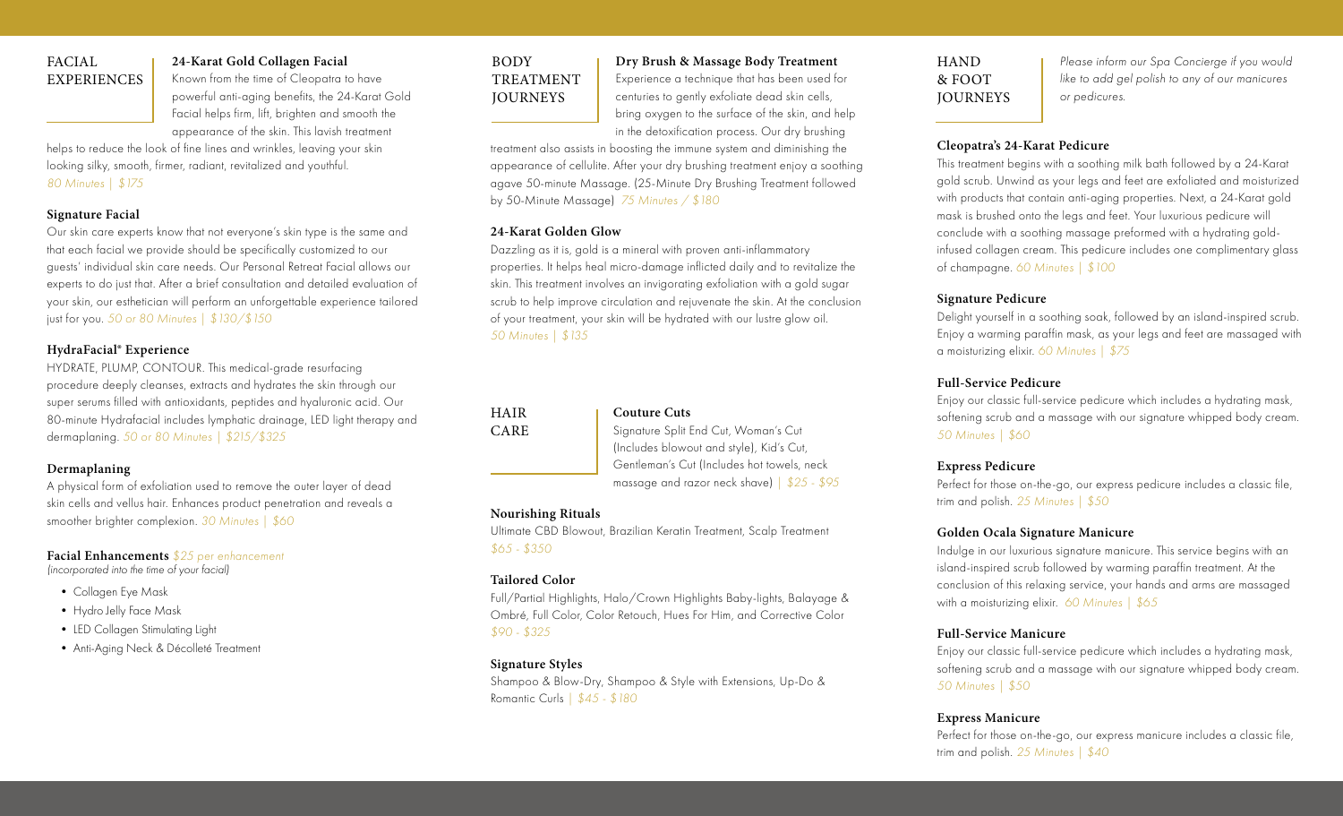## FACIAL EXPERIENCES

### 24-Karat Gold Collagen Facial

Known from the time of Cleopatra to have powerful anti-aging benefits, the 24-Karat Gold Facial helps firm, lift, brighten and smooth the appearance of the skin. This lavish treatment helps to reduce the look of fine lines and wrinkles, leaving your skin looking silky, smooth, firmer, radiant, revitalized and youthful. *80 Minutes | $175*

### Signature Facial

Our skin care experts know that not everyone's skin type is the same and that each facial we provide should be specifically customized to our guests' individual skin care needs. Our Personal Retreat Facial allows our experts to do just that. After a brief consultation and detailed evaluation of your skin, our esthetician will perform an unforgettable experience tailored just for you. *50 or 80 Minutes | $130/$150*

### HydraFacial® Experience

HYDRATE, PLUMP, CONTOUR. This medical-grade resurfacing procedure deeply cleanses, extracts and hydrates the skin through our super serums filled with antioxidants, peptides and hyaluronic acid. Our 80-minute Hydrafacial includes lymphatic drainage, LED light therapy and dermaplaning. *50 or 80 Minutes | $215/$325*

### Dermaplaning

A physical form of exfoliation used to remove the outer layer of dead skin cells and vellus hair. Enhances product penetration and reveals a smoother brighter complexion. *30 Minutes | $60*

### Facial Enhancements *$25 per enhancement*

*(incorporated into the time of your facial)*

- Collagen Eye Mask
- Hydro Jelly Face Mask
- LED Collagen Stimulating Light
- Anti-Aging Neck & Décolleté Treatment

## BODY TREATMENT JOURNEYS

### Dry Brush & Massage Body Treatment

Experience a technique that has been used for centuries to gently exfoliate dead skin cells, bring oxygen to the surface of the skin, and help in the detoxification process. Our dry brushing treatment also assists in boosting the immune system and diminishing the appearance of cellulite. After your dry brushing treatment enjoy a soothing agave 50-minute Massage. (25-Minute Dry Brushing Treatment followed by 50-Minute Massage) *75 Minutes / $180*

### 24-Karat Golden Glow

Dazzling as it is, gold is a mineral with proven anti-inflammatory properties. It helps heal micro-damage inflicted daily and to revitalize the skin. This treatment involves an invigorating exfoliation with a gold sugar scrub to help improve circulation and rejuvenate the skin. At the conclusion of your treatment, your skin will be hydrated with our lustre glow oil. *50 Minutes | $135*

## HAIR CARE

### Couture Cuts

Signature Split End Cut, Woman's Cut (Includes blowout and style), Kid's Cut, Gentleman's Cut (Includes hot towels, neck massage and razor neck shave) *| $25 - $95*

### Nourishing Rituals

Ultimate CBD Blowout, Brazilian Keratin Treatment, Scalp Treatment *$65 - $350*

### Tailored Color

Full/Partial Highlights, Halo/Crown Highlights Baby-lights, Balayage & Ombré, Full Color, Color Retouch, Hues For Him, and Corrective Color *$90 - $325*

### Signature Styles

Shampoo & Blow-Dry, Shampoo & Style with Extensions, Up-Do & Romantic Curls *| $45 - $180*

## HAND & FOOT JOURNEYS

*Please inform our Spa Concierge if you would like to add gel polish to any of our manicures or pedicures.*

### Cleopatra's 24-Karat Pedicure

This treatment begins with a soothing milk bath followed by a 24-Karat gold scrub. Unwind as your legs and feet are exfoliated and moisturized with products that contain anti-aging properties. Next, a 24-Karat gold mask is brushed onto the legs and feet. Your luxurious pedicure will conclude with a soothing massage preformed with a hydrating gold-infused collagen cream. This pedicure includes one complimentary glass of champagne. *60 Minutes | $100*

### Signature Pedicure

Delight yourself in a soothing soak, followed by an island-inspired scrub. Enjoy a warming paraffin mask, as your legs and feet are massaged with a moisturizing elixir. *60 Minutes | $75*

### Full-Service Pedicure

Enjoy our classic full-service pedicure which includes a hydrating mask, softening scrub and a massage with our signature whipped body cream. *50 Minutes | $60*

### Express Pedicure

Perfect for those on-the-go, our express pedicure includes a classic file, trim and polish. *25 Minutes | $50*

### Golden Ocala Signature Manicure

Indulge in our luxurious signature manicure. This service begins with an island-inspired scrub followed by warming paraffin treatment. At the conclusion of this relaxing service, your hands and arms are massaged with a moisturizing elixir. *60 Minutes | $65*

### Full-Service Manicure

Enjoy our classic full-service pedicure which includes a hydrating mask, softening scrub and a massage with our signature whipped body cream. *50 Minutes | $50*

### Express Manicure

Perfect for those on-the-go, our express manicure includes a classic file, trim and polish. *25 Minutes | $40*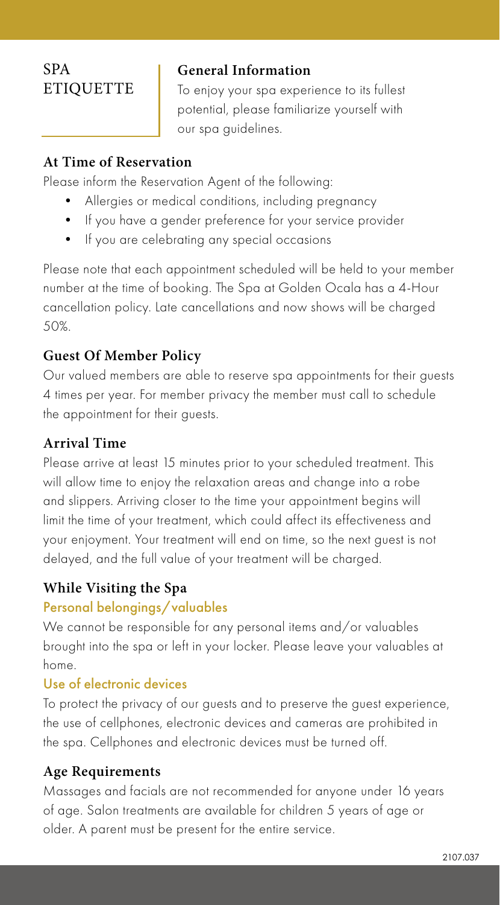# SPA ETIQUETTE

## General Information

To enjoy your spa experience to its fullest potential, please familiarize yourself with our spa guidelines.

## At Time of Reservation

Please inform the Reservation Agent of the following:

- Allergies or medical conditions, including pregnancy
- If you have a gender preference for your service provider
- If you are celebrating any special occasions

Please note that each appointment scheduled will be held to your member number at the time of booking. The Spa at Golden Ocala has a 4-Hour cancellation policy. Late cancellations and now shows will be charged 50%.

## Guest Of Member Policy

Our valued members are able to reserve spa appointments for their guests 4 times per year. For member privacy the member must call to schedule the appointment for their guests.

## Arrival Time

Please arrive at least 15 minutes prior to your scheduled treatment. This will allow time to enjoy the relaxation areas and change into a robe and slippers. Arriving closer to the time your appointment begins will limit the time of your treatment, which could affect its effectiveness and your enjoyment. Your treatment will end on time, so the next guest is not delayed, and the full value of your treatment will be charged.

## While Visiting the Spa

### Personal belongings/valuables

We cannot be responsible for any personal items and/or valuables brought into the spa or left in your locker. Please leave your valuables at home.

### Use of electronic devices

To protect the privacy of our guests and to preserve the guest experience, the use of cellphones, electronic devices and cameras are prohibited in the spa. Cellphones and electronic devices must be turned off.

## Age Requirements

Massages and facials are not recommended for anyone under 16 years of age. Salon treatments are available for children 5 years of age or older. A parent must be present for the entire service.

2107.037